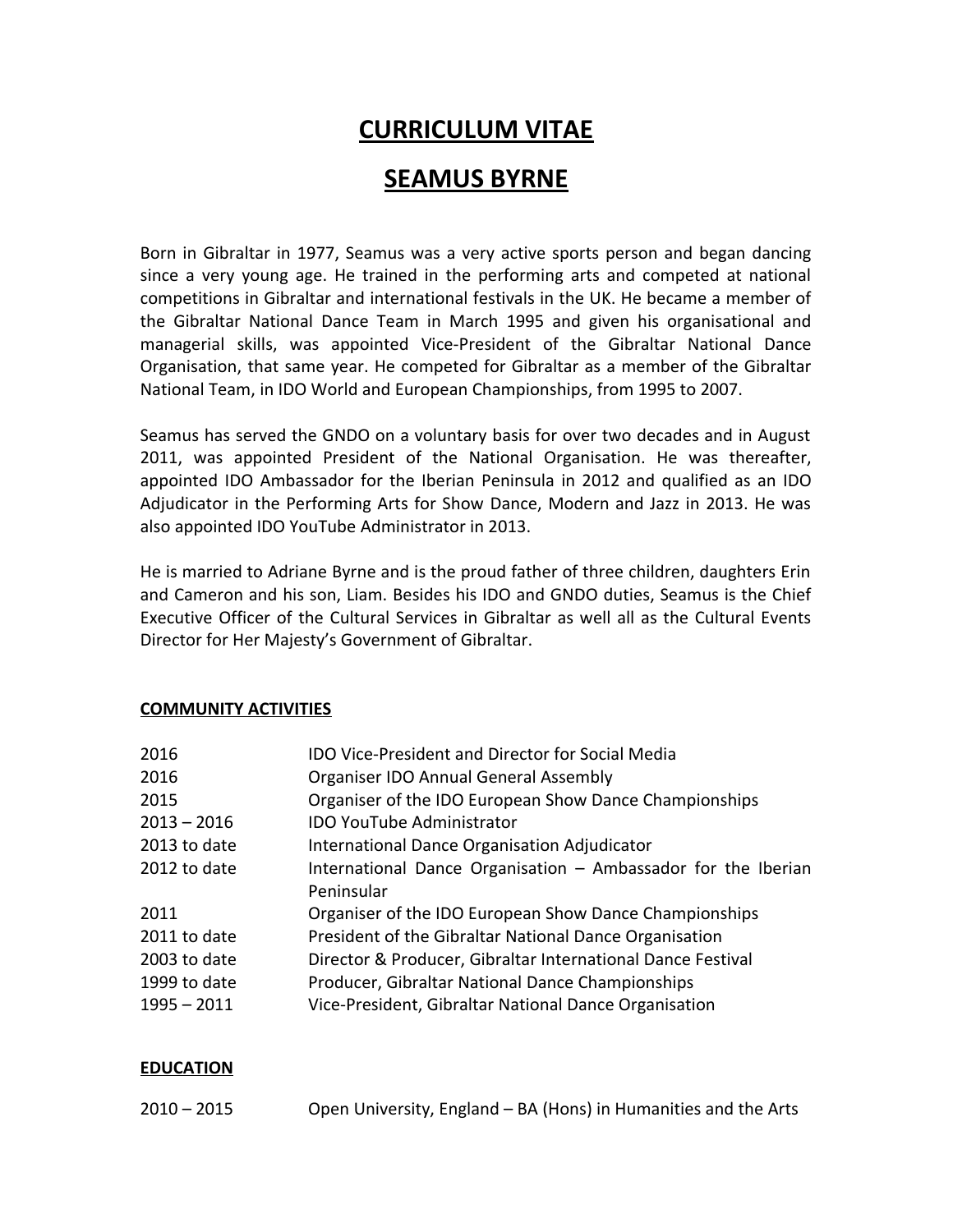# CURRICULUM VITAE

# SEAMUS BYRNE

Born in Gibraltar in 1977, Seamus was a very active sports person and began dancing since a very young age. He trained in the performing arts and competed at national competitions in Gibraltar and international festivals in the UK. He became a member of the Gibraltar National Dance Team in March 1995 and given his organisational and managerial skills, was appointed Vice-President of the Gibraltar National Dance Organisation, that same year. He competed for Gibraltar as a member of the Gibraltar National Team, in IDO World and European Championships, from 1995 to 2007.

Seamus has served the GNDO on a voluntary basis for over two decades and in August 2011, was appointed President of the National Organisation. He was thereafter, appointed IDO Ambassador for the Iberian Peninsula in 2012 and qualified as an IDO Adjudicator in the Performing Arts for Show Dance, Modern and Jazz in 2013. He was also appointed IDO YouTube Administrator in 2013.

He is married to Adriane Byrne and is the proud father of three children, daughters Erin and Cameron and his son, Liam. Besides his IDO and GNDO duties, Seamus is the Chief Executive Officer of the Cultural Services in Gibraltar as well all as the Cultural Events Director for Her Majesty's Government of Gibraltar.

## COMMUNITY ACTIVITIES

| | |
|---|---|
| 2016 | IDO Vice-President and Director for Social Media |
| 2016 | Organiser IDO Annual General Assembly |
| 2015 | Organiser of the IDO European Show Dance Championships |
| 2013 – 2016 | IDO YouTube Administrator |
| 2013 to date | International Dance Organisation Adjudicator |
| 2012 to date | International Dance Organisation – Ambassador for the Iberian Peninsular |
| 2011 | Organiser of the IDO European Show Dance Championships |
| 2011 to date | President of the Gibraltar National Dance Organisation |
| 2003 to date | Director & Producer, Gibraltar International Dance Festival |
| 1999 to date | Producer, Gibraltar National Dance Championships |
| 1995 – 2011 | Vice-President, Gibraltar National Dance Organisation |

## EDUCATION

| | |
|---|---|
| 2010 – 2015 | Open University, England – BA (Hons) in Humanities and the Arts |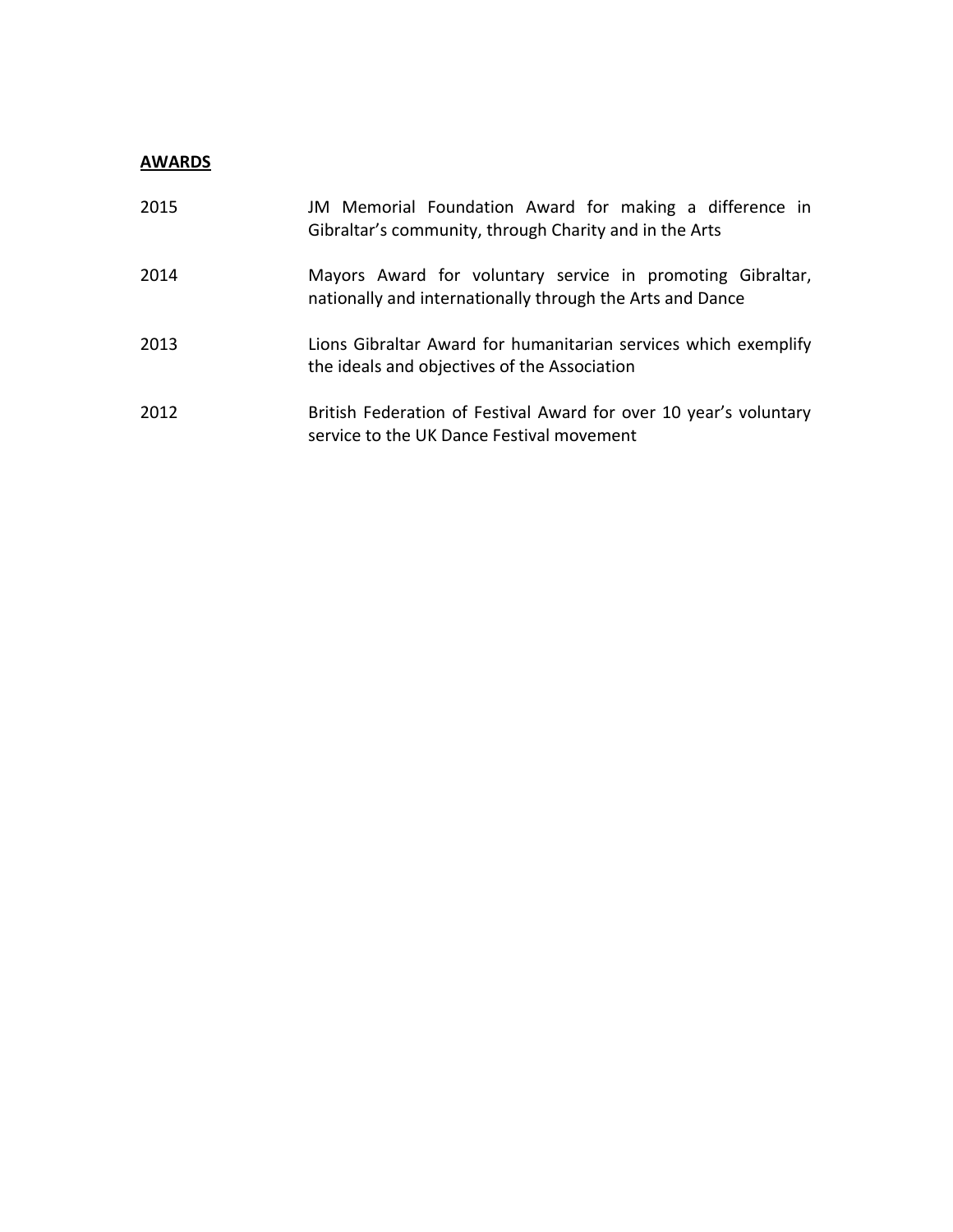**AWARDS**

| | |
|---|---|
| 2015 | JM Memorial Foundation Award for making a difference in Gibraltar's community, through Charity and in the Arts |
| 2014 | Mayors Award for voluntary service in promoting Gibraltar, nationally and internationally through the Arts and Dance |
| 2013 | Lions Gibraltar Award for humanitarian services which exemplify the ideals and objectives of the Association |
| 2012 | British Federation of Festival Award for over 10 year's voluntary service to the UK Dance Festival movement |